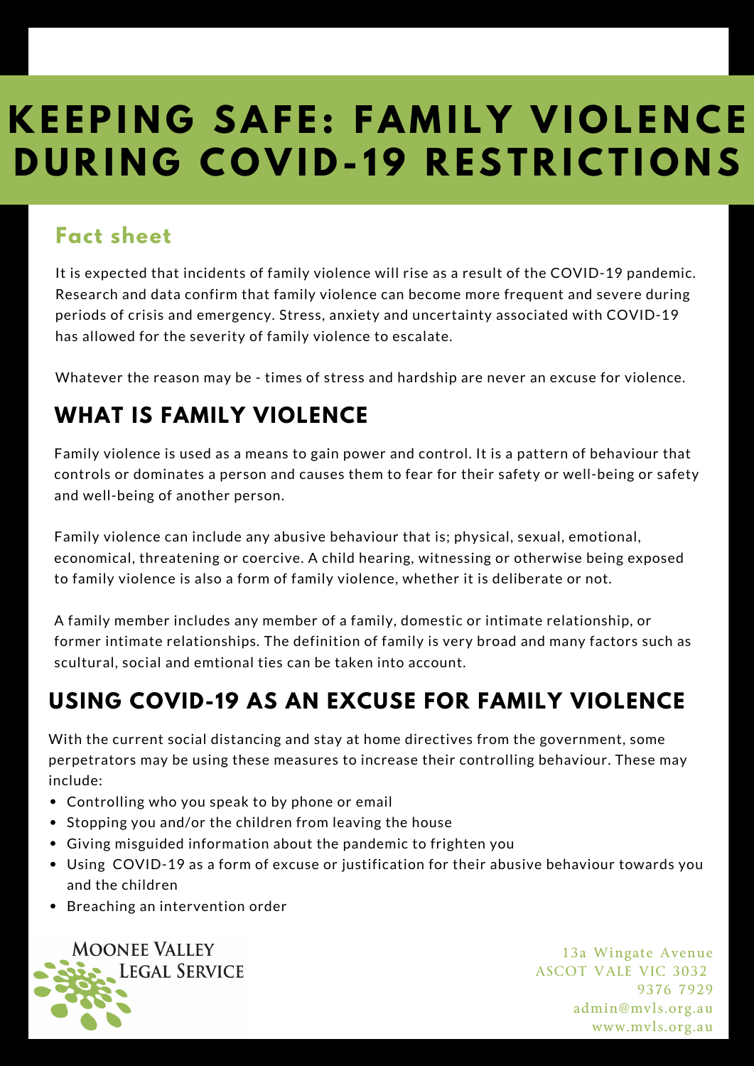# KEEPING SAFE: FAMILY VIOLENCE DURING COVID-19 RESTRICTIONS

## Fact sheet

It is expected that incidents of family violence will rise as a result of the COVID-19 pandemic. Research and data confirm that family violence can become more frequent and severe during periods of crisis and emergency. Stress, anxiety and uncertainty associated with COVID-19 has allowed for the severity of family violence to escalate.

Whatever the reason may be - times of stress and hardship are never an excuse for violence.

## WHAT IS FAMILY VIOLENCE

Family violence is used as a means to gain power and control. It is a pattern of behaviour that controls or dominates a person and causes them to fear for their safety or well-being or safety and well-being of another person.

Family violence can include any abusive behaviour that is; physical, sexual, emotional, economical, threatening or coercive. A child hearing, witnessing or otherwise being exposed to family violence is also a form of family violence, whether it is deliberate or not.

A family member includes any member of a family, domestic or intimate relationship, or former intimate relationships. The definition of family is very broad and many factors such as scultural, social and emtional ties can be taken into account.

## USING COVID-19 AS AN EXCUSE FOR FAMILY VIOLENCE

With the current social distancing and stay at home directives from the government, some perpetrators may be using these measures to increase their controlling behaviour. These may include:

- Controlling who you speak to by phone or email
- Stopping you and/or the children from leaving the house
- Giving misguided information about the pandemic to frighten you
- Using COVID-19 as a form of excuse or justification for their abusive behaviour towards you and the children
- Breaching an intervention order

MOONEE VALLEY LEGAL SERVICE

13a Wingate Avenue
ASCOT VALE VIC 3032
9376 7929
admin@mvls.org.au
www.mvls.org.au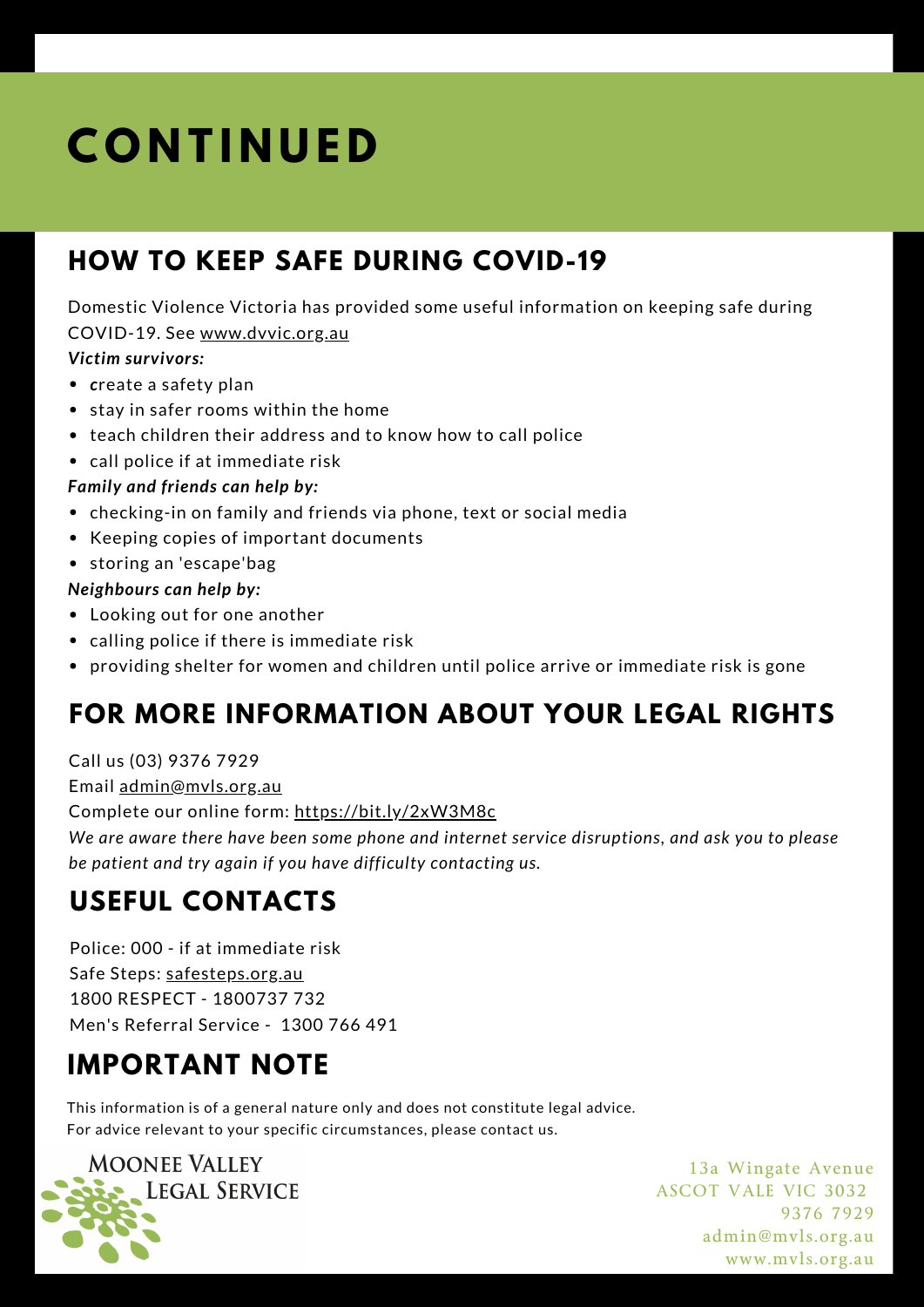# CONTINUED

## HOW TO KEEP SAFE DURING COVID-19

Domestic Violence Victoria has provided some useful information on keeping safe during COVID-19. See www.dvvic.org.au

***Victim survivors:***

- ***c***reate a safety plan
- stay in safer rooms within the home
- teach children their address and to know how to call police
- call police if at immediate risk

***Family and friends can help by:***

- checking-in on family and friends via phone, text or social media
- Keeping copies of important documents
- storing an 'escape'bag

***Neighbours can help by:***

- Looking out for one another
- calling police if there is immediate risk
- providing shelter for women and children until police arrive or immediate risk is gone

## FOR MORE INFORMATION ABOUT YOUR LEGAL RIGHTS

Call us (03) 9376 7929

Email admin@mvls.org.au

Complete our online form: https://bit.ly/2xW3M8c

*We are aware there have been some phone and internet service disruptions, and ask you to please be patient and try again if you have difficulty contacting us.*

## USEFUL CONTACTS

Police: 000 - if at immediate risk

Safe Steps: safesteps.org.au

1800 RESPECT - 1800737 732

Men's Referral Service - 1300 766 491

## IMPORTANT NOTE

This information is of a general nature only and does not constitute legal advice.
For advice relevant to your specific circumstances, please contact us.

MOONEE VALLEY LEGAL SERVICE

13a Wingate Avenue
ASCOT VALE VIC 3032
9376 7929
admin@mvls.org.au
www.mvls.org.au